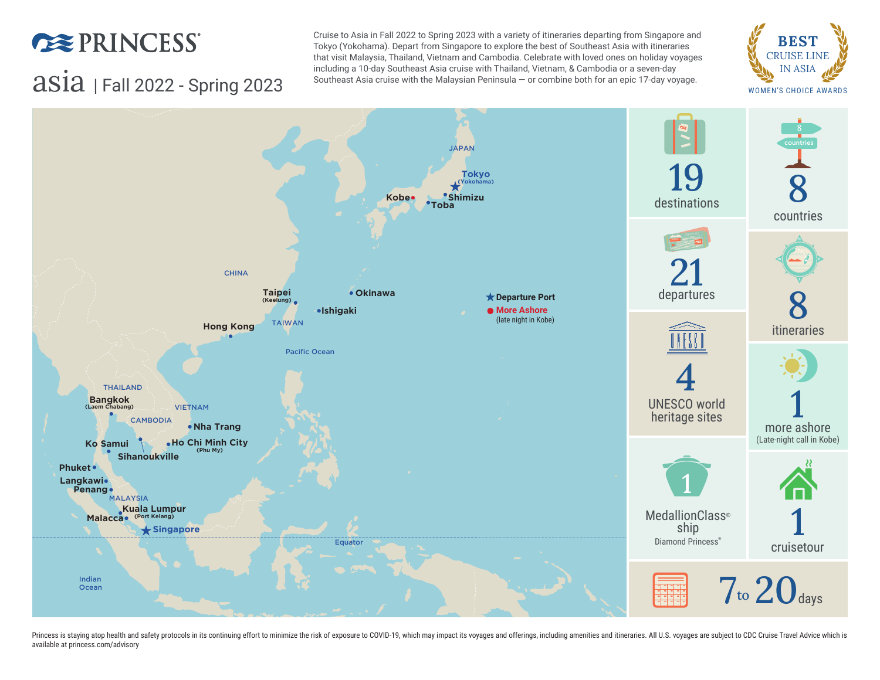# PRINCESS

## asia | Fall 2022 - Spring 2023

Cruise to Asia in Fall 2022 to Spring 2023 with a variety of itineraries departing from Singapore and Tokyo (Yokohama). Depart from Singapore to explore the best of Southeast Asia with itineraries that visit Malaysia, Thailand, Vietnam and Cambodia. Celebrate with loved ones on holiday voyages including a 10-day Southeast Asia cruise with Thailand, Vietnam, & Cambodia or a seven-day Southeast Asia cruise with the Malaysian Peninsula — or combine both for an epic 17-day voyage.

**BEST CRUISE LINE IN ASIA**
WOMEN'S CHOICE AWARDS

JAPAN — Tokyo (Yokohama), Kobe, Shimizu, Toba
CHINA — Hong Kong
TAIWAN — Taipei (Keelung)
Okinawa, Ishigaki
THAILAND — Bangkok (Laem Chabang), Ko Samui, Phuket
CAMBODIA — Sihanoukville
VIETNAM — Nha Trang, Ho Chi Minh City (Phu My)
MALAYSIA — Langkawi, Penang, Kuala Lumpur (Port Kelang), Malacca
Singapore

Pacific Ocean · Indian Ocean · Equator

★ Departure Port
● More Ashore (late night in Kobe)

- **19** destinations
- **8** countries
- **21** departures
- **8** itineraries
- **4** UNESCO world heritage sites
- **1** more ashore (Late-night call in Kobe)
- **1** MedallionClass® ship — Diamond Princess®
- **1** cruisetour
- **7 to 20** days

Princess is staying atop health and safety protocols in its continuing effort to minimize the risk of exposure to COVID-19, which may impact its voyages and offerings, including amenities and itineraries. All U.S. voyages are subject to CDC Cruise Travel Advice which is available at princess.com/advisory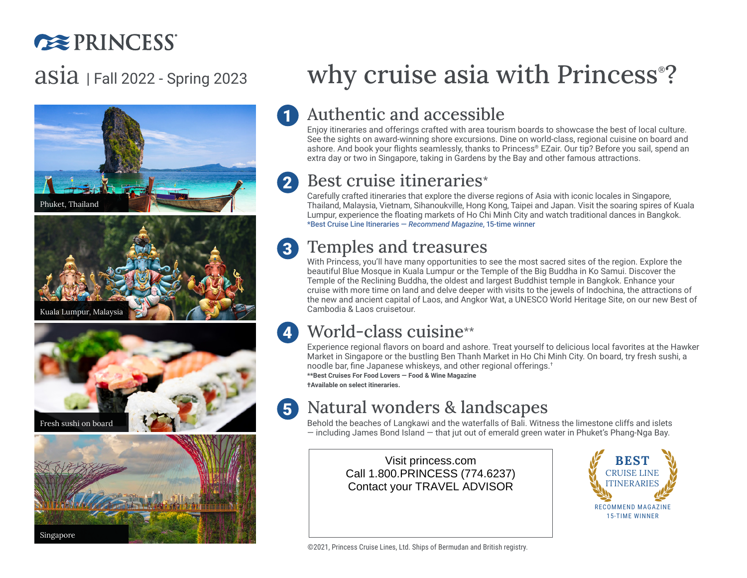PRINCESS®

# asia | Fall 2022 - Spring 2023

Phuket, Thailand

Kuala Lumpur, Malaysia

Fresh sushi on board

Singapore

# why cruise asia with Princess®?

## 1 Authentic and accessible

Enjoy itineraries and offerings crafted with area tourism boards to showcase the best of local culture. See the sights on award-winning shore excursions. Dine on world-class, regional cuisine on board and ashore. And book your flights seamlessly, thanks to Princess® EZair. Our tip? Before you sail, spend an extra day or two in Singapore, taking in Gardens by the Bay and other famous attractions.

## 2 Best cruise itineraries*

Carefully crafted itineraries that explore the diverse regions of Asia with iconic locales in Singapore, Thailand, Malaysia, Vietnam, Sihanoukville, Hong Kong, Taipei and Japan. Visit the soaring spires of Kuala Lumpur, experience the floating markets of Ho Chi Minh City and watch traditional dances in Bangkok.
*Best Cruise Line Itineraries — *Recommend Magazine*, 15-time winner

## 3 Temples and treasures

With Princess, you'll have many opportunities to see the most sacred sites of the region. Explore the beautiful Blue Mosque in Kuala Lumpur or the Temple of the Big Buddha in Ko Samui. Discover the Temple of the Reclining Buddha, the oldest and largest Buddhist temple in Bangkok. Enhance your cruise with more time on land and delve deeper with visits to the jewels of Indochina, the attractions of the new and ancient capital of Laos, and Angkor Wat, a UNESCO World Heritage Site, on our new Best of Cambodia & Laos cruisetour.

## 4 World-class cuisine**

Experience regional flavors on board and ashore. Treat yourself to delicious local favorites at the Hawker Market in Singapore or the bustling Ben Thanh Market in Ho Chi Minh City. On board, try fresh sushi, a noodle bar, fine Japanese whiskeys, and other regional offerings.†
**Best Cruises For Food Lovers — Food & Wine Magazine**
**†Available on select itineraries.**

## 5 Natural wonders & landscapes

Behold the beaches of Langkawi and the waterfalls of Bali. Witness the limestone cliffs and islets — including James Bond Island — that jut out of emerald green water in Phuket's Phang-Nga Bay.

Visit princess.com
Call 1.800.PRINCESS (774.6237)
Contact your TRAVEL ADVISOR

BEST CRUISE LINE ITINERARIES
RECOMMEND MAGAZINE 15-TIME WINNER

©2021, Princess Cruise Lines, Ltd. Ships of Bermudan and British registry.